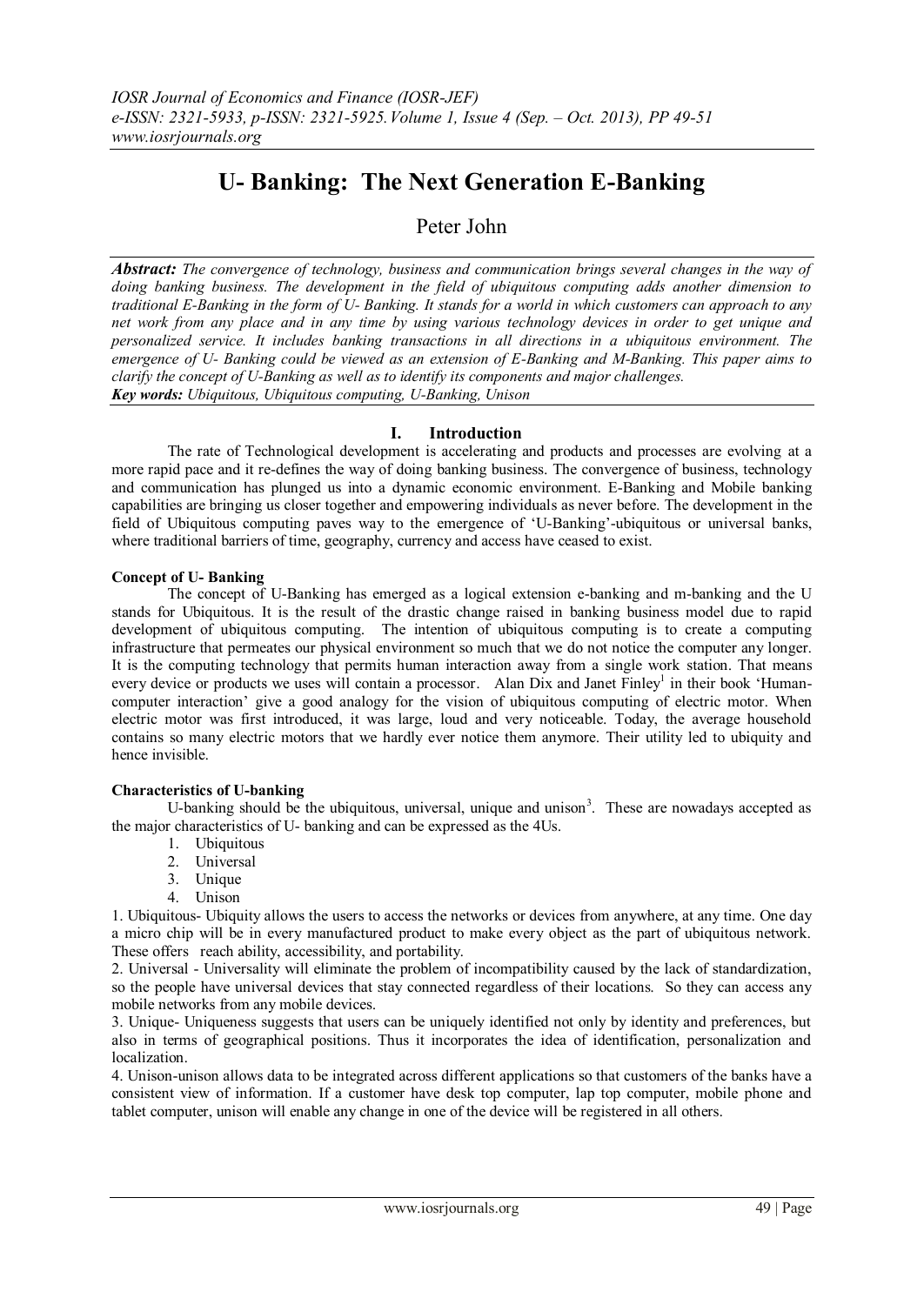# U- Banking: The Next Generation E-Banking

Peter John

***Abstract:*** *The convergence of technology, business and communication brings several changes in the way of doing banking business. The development in the field of ubiquitous computing adds another dimension to traditional E-Banking in the form of U- Banking. It stands for a world in which customers can approach to any net work from any place and in any time by using various technology devices in order to get unique and personalized service. It includes banking transactions in all directions in a ubiquitous environment. The emergence of U- Banking could be viewed as an extension of E-Banking and M-Banking. This paper aims to clarify the concept of U-Banking as well as to identify its components and major challenges.*

***Key words:*** *Ubiquitous, Ubiquitous computing, U-Banking, Unison*

## I. Introduction

The rate of Technological development is accelerating and products and processes are evolving at a more rapid pace and it re-defines the way of doing banking business. The convergence of business, technology and communication has plunged us into a dynamic economic environment. E-Banking and Mobile banking capabilities are bringing us closer together and empowering individuals as never before. The development in the field of Ubiquitous computing paves way to the emergence of 'U-Banking'-ubiquitous or universal banks, where traditional barriers of time, geography, currency and access have ceased to exist.

### Concept of U- Banking

The concept of U-Banking has emerged as a logical extension e-banking and m-banking and the U stands for Ubiquitous. It is the result of the drastic change raised in banking business model due to rapid development of ubiquitous computing. The intention of ubiquitous computing is to create a computing infrastructure that permeates our physical environment so much that we do not notice the computer any longer. It is the computing technology that permits human interaction away from a single work station. That means every device or products we uses will contain a processor. Alan Dix and Janet Finley[1] in their book 'Human-computer interaction' give a good analogy for the vision of ubiquitous computing of electric motor. When electric motor was first introduced, it was large, loud and very noticeable. Today, the average household contains so many electric motors that we hardly ever notice them anymore. Their utility led to ubiquity and hence invisible.

### Characteristics of U-banking

U-banking should be the ubiquitous, universal, unique and unison[3]. These are nowadays accepted as the major characteristics of U- banking and can be expressed as the 4Us.

1. Ubiquitous
2. Universal
3. Unique
4. Unison

1. Ubiquitous- Ubiquity allows the users to access the networks or devices from anywhere, at any time. One day a micro chip will be in every manufactured product to make every object as the part of ubiquitous network. These offers reach ability, accessibility, and portability.

2. Universal - Universality will eliminate the problem of incompatibility caused by the lack of standardization, so the people have universal devices that stay connected regardless of their locations. So they can access any mobile networks from any mobile devices.

3. Unique- Uniqueness suggests that users can be uniquely identified not only by identity and preferences, but also in terms of geographical positions. Thus it incorporates the idea of identification, personalization and localization.

4. Unison-unison allows data to be integrated across different applications so that customers of the banks have a consistent view of information. If a customer have desk top computer, lap top computer, mobile phone and tablet computer, unison will enable any change in one of the device will be registered in all others.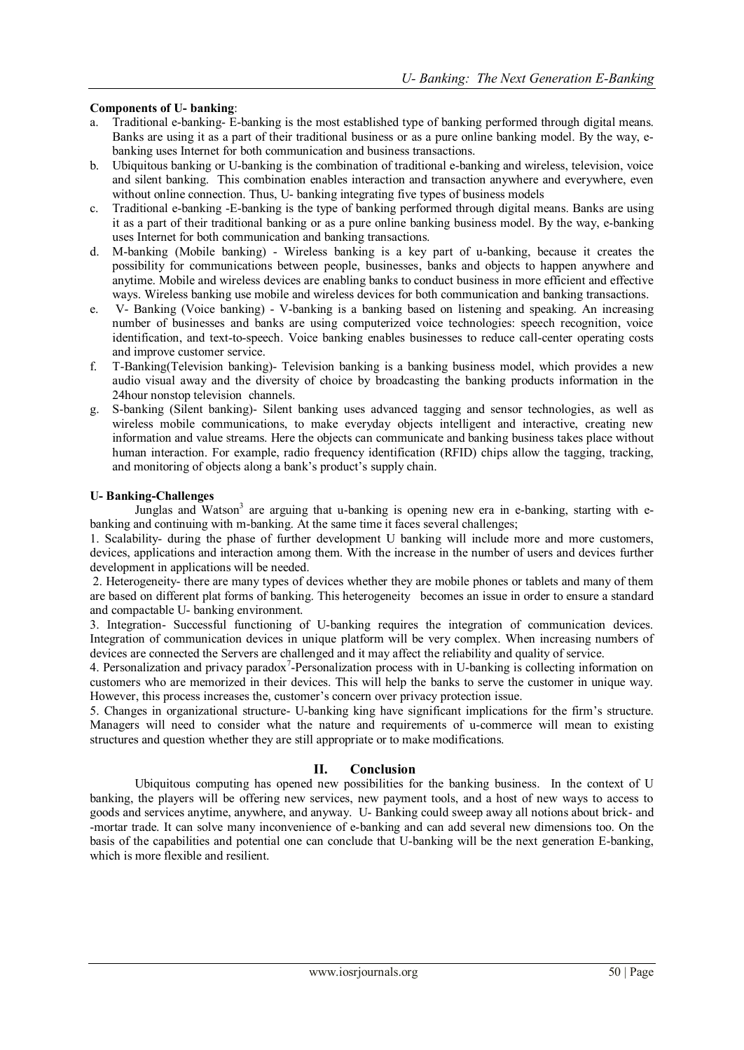**Components of U- banking**:

a. Traditional e-banking- E-banking is the most established type of banking performed through digital means. Banks are using it as a part of their traditional business or as a pure online banking model. By the way, e-banking uses Internet for both communication and business transactions.
b. Ubiquitous banking or U-banking is the combination of traditional e-banking and wireless, television, voice and silent banking. This combination enables interaction and transaction anywhere and everywhere, even without online connection. Thus, U- banking integrating five types of business models
c. Traditional e-banking -E-banking is the type of banking performed through digital means. Banks are using it as a part of their traditional banking or as a pure online banking business model. By the way, e-banking uses Internet for both communication and banking transactions.
d. M-banking (Mobile banking) - Wireless banking is a key part of u-banking, because it creates the possibility for communications between people, businesses, banks and objects to happen anywhere and anytime. Mobile and wireless devices are enabling banks to conduct business in more efficient and effective ways. Wireless banking use mobile and wireless devices for both communication and banking transactions.
e. V- Banking (Voice banking) - V-banking is a banking based on listening and speaking. An increasing number of businesses and banks are using computerized voice technologies: speech recognition, voice identification, and text-to-speech. Voice banking enables businesses to reduce call-center operating costs and improve customer service.
f. T-Banking(Television banking)- Television banking is a banking business model, which provides a new audio visual away and the diversity of choice by broadcasting the banking products information in the 24hour nonstop television channels.
g. S-banking (Silent banking)- Silent banking uses advanced tagging and sensor technologies, as well as wireless mobile communications, to make everyday objects intelligent and interactive, creating new information and value streams. Here the objects can communicate and banking business takes place without human interaction. For example, radio frequency identification (RFID) chips allow the tagging, tracking, and monitoring of objects along a bank's product's supply chain.

**U- Banking-Challenges**

Junglas and Watson[3] are arguing that u-banking is opening new era in e-banking, starting with e-banking and continuing with m-banking. At the same time it faces several challenges;

1. Scalability- during the phase of further development U banking will include more and more customers, devices, applications and interaction among them. With the increase in the number of users and devices further development in applications will be needed.

2. Heterogeneity- there are many types of devices whether they are mobile phones or tablets and many of them are based on different plat forms of banking. This heterogeneity becomes an issue in order to ensure a standard and compactable U- banking environment.

3. Integration- Successful functioning of U-banking requires the integration of communication devices. Integration of communication devices in unique platform will be very complex. When increasing numbers of devices are connected the Servers are challenged and it may affect the reliability and quality of service.

4. Personalization and privacy paradox[7]-Personalization process with in U-banking is collecting information on customers who are memorized in their devices. This will help the banks to serve the customer in unique way. However, this process increases the, customer's concern over privacy protection issue.

5. Changes in organizational structure- U-banking king have significant implications for the firm's structure. Managers will need to consider what the nature and requirements of u-commerce will mean to existing structures and question whether they are still appropriate or to make modifications.

## II. Conclusion

Ubiquitous computing has opened new possibilities for the banking business. In the context of U banking, the players will be offering new services, new payment tools, and a host of new ways to access to goods and services anytime, anywhere, and anyway. U- Banking could sweep away all notions about brick- and -mortar trade. It can solve many inconvenience of e-banking and can add several new dimensions too. On the basis of the capabilities and potential one can conclude that U-banking will be the next generation E-banking, which is more flexible and resilient.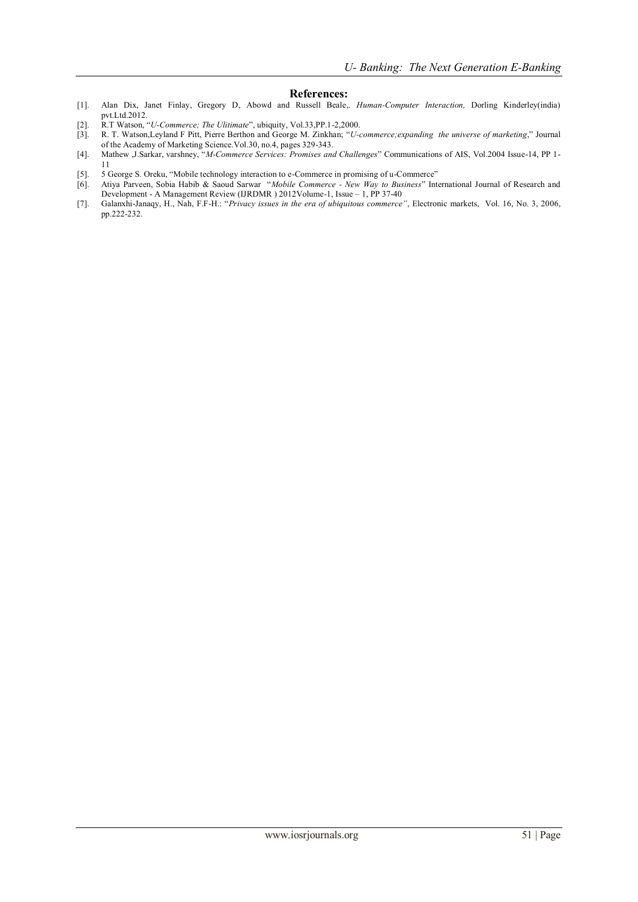## References:

[1]. Alan Dix, Janet Finlay, Gregory D, Abowd and Russell Beale,. *Human-Computer Interaction,* Dorling Kinderley(india) pvt.Ltd.2012.

[2]. R.T Watson, "*U-Commerce; The Ulitimate*", ubiquity, Vol.33,PP.1-2,2000.

[3]. R. T. Watson,Leyland F Pitt, Pierre Berthon and George M. Zinkhan; "*U-commerce;expanding the universe of marketing*," Journal of the Academy of Marketing Science.Vol.30, no.4, pages 329-343.

[4]. Mathew ,J.Sarkar, varshney, "*M-Commerce Services: Promises and Challenges*" Communications of AIS, Vol.2004 Issue-14, PP 1-11

[5]. 5 George S. Oreku, "Mobile technology interaction to e-Commerce in promising of u-Commerce"

[6]. Atiya Parveen, Sobia Habib & Saoud Sarwar "*Mobile Commerce - New Way to Business*" International Journal of Research and Development - A Management Review (IJRDMR ) 2012Volume-1, Issue – 1, PP 37-40

[7]. Galanxhi-Janaqy, H., Nah, F.F-H.: "*Privacy issues in the era of ubiquitous commerce"*, Electronic markets, Vol. 16, No. 3, 2006, pp.222-232.